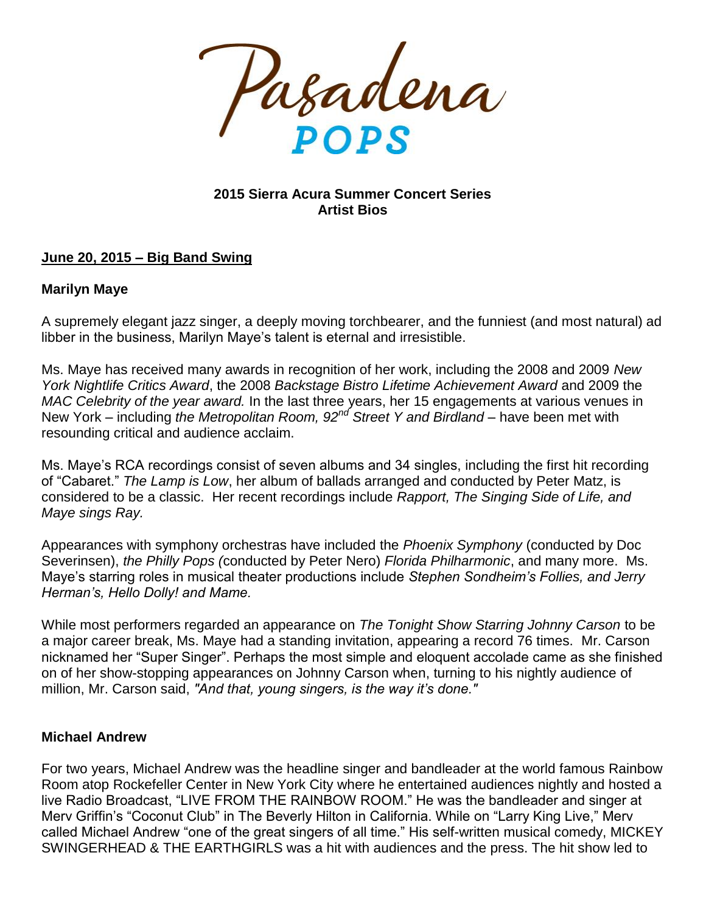# Pasadena POPS

**2015 Sierra Acura Summer Concert Series**
**Artist Bios**

## June 20, 2015 – Big Band Swing

### Marilyn Maye

A supremely elegant jazz singer, a deeply moving torchbearer, and the funniest (and most natural) ad libber in the business, Marilyn Maye's talent is eternal and irresistible.

Ms. Maye has received many awards in recognition of her work, including the 2008 and 2009 *New York Nightlife Critics Award*, the 2008 *Backstage Bistro Lifetime Achievement Award* and 2009 the *MAC Celebrity of the year award.* In the last three years, her 15 engagements at various venues in New York – including *the Metropolitan Room, 92nd Street Y and Birdland* – have been met with resounding critical and audience acclaim.

Ms. Maye's RCA recordings consist of seven albums and 34 singles, including the first hit recording of "Cabaret." *The Lamp is Low*, her album of ballads arranged and conducted by Peter Matz, is considered to be a classic. Her recent recordings include *Rapport, The Singing Side of Life, and Maye sings Ray.*

Appearances with symphony orchestras have included the *Phoenix Symphony* (conducted by Doc Severinsen), *the Philly Pops (*conducted by Peter Nero) *Florida Philharmonic*, and many more. Ms. Maye's starring roles in musical theater productions include *Stephen Sondheim's Follies, and Jerry Herman's, Hello Dolly! and Mame.*

While most performers regarded an appearance on *The Tonight Show Starring Johnny Carson* to be a major career break, Ms. Maye had a standing invitation, appearing a record 76 times. Mr. Carson nicknamed her "Super Singer". Perhaps the most simple and eloquent accolade came as she finished on of her show-stopping appearances on Johnny Carson when, turning to his nightly audience of million, Mr. Carson said, *"And that, young singers, is the way it's done."*

### Michael Andrew

For two years, Michael Andrew was the headline singer and bandleader at the world famous Rainbow Room atop Rockefeller Center in New York City where he entertained audiences nightly and hosted a live Radio Broadcast, "LIVE FROM THE RAINBOW ROOM." He was the bandleader and singer at Merv Griffin's "Coconut Club" in The Beverly Hilton in California. While on "Larry King Live," Merv called Michael Andrew "one of the great singers of all time." His self-written musical comedy, MICKEY SWINGERHEAD & THE EARTHGIRLS was a hit with audiences and the press. The hit show led to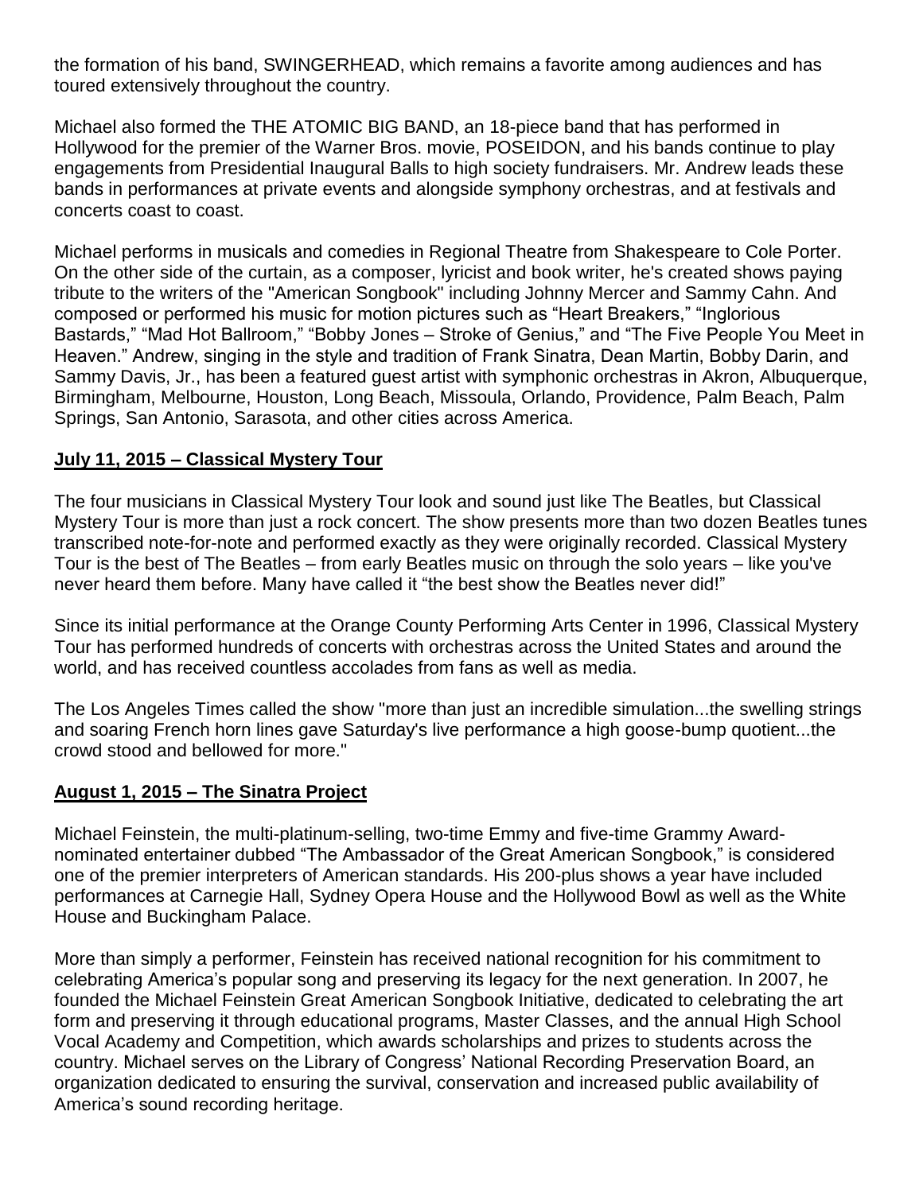the formation of his band, SWINGERHEAD, which remains a favorite among audiences and has toured extensively throughout the country.

Michael also formed the THE ATOMIC BIG BAND, an 18-piece band that has performed in Hollywood for the premier of the Warner Bros. movie, POSEIDON, and his bands continue to play engagements from Presidential Inaugural Balls to high society fundraisers. Mr. Andrew leads these bands in performances at private events and alongside symphony orchestras, and at festivals and concerts coast to coast.

Michael performs in musicals and comedies in Regional Theatre from Shakespeare to Cole Porter. On the other side of the curtain, as a composer, lyricist and book writer, he's created shows paying tribute to the writers of the "American Songbook" including Johnny Mercer and Sammy Cahn. And composed or performed his music for motion pictures such as "Heart Breakers," "Inglorious Bastards," "Mad Hot Ballroom," "Bobby Jones – Stroke of Genius," and "The Five People You Meet in Heaven." Andrew, singing in the style and tradition of Frank Sinatra, Dean Martin, Bobby Darin, and Sammy Davis, Jr., has been a featured guest artist with symphonic orchestras in Akron, Albuquerque, Birmingham, Melbourne, Houston, Long Beach, Missoula, Orlando, Providence, Palm Beach, Palm Springs, San Antonio, Sarasota, and other cities across America.

## July 11, 2015 – Classical Mystery Tour

The four musicians in Classical Mystery Tour look and sound just like The Beatles, but Classical Mystery Tour is more than just a rock concert. The show presents more than two dozen Beatles tunes transcribed note-for-note and performed exactly as they were originally recorded. Classical Mystery Tour is the best of The Beatles – from early Beatles music on through the solo years – like you've never heard them before. Many have called it "the best show the Beatles never did!"

Since its initial performance at the Orange County Performing Arts Center in 1996, Classical Mystery Tour has performed hundreds of concerts with orchestras across the United States and around the world, and has received countless accolades from fans as well as media.

The Los Angeles Times called the show "more than just an incredible simulation...the swelling strings and soaring French horn lines gave Saturday's live performance a high goose-bump quotient...the crowd stood and bellowed for more."

## August 1, 2015 – The Sinatra Project

Michael Feinstein, the multi-platinum-selling, two-time Emmy and five-time Grammy Award-nominated entertainer dubbed "The Ambassador of the Great American Songbook," is considered one of the premier interpreters of American standards. His 200-plus shows a year have included performances at Carnegie Hall, Sydney Opera House and the Hollywood Bowl as well as the White House and Buckingham Palace.

More than simply a performer, Feinstein has received national recognition for his commitment to celebrating America's popular song and preserving its legacy for the next generation. In 2007, he founded the Michael Feinstein Great American Songbook Initiative, dedicated to celebrating the art form and preserving it through educational programs, Master Classes, and the annual High School Vocal Academy and Competition, which awards scholarships and prizes to students across the country. Michael serves on the Library of Congress' National Recording Preservation Board, an organization dedicated to ensuring the survival, conservation and increased public availability of America's sound recording heritage.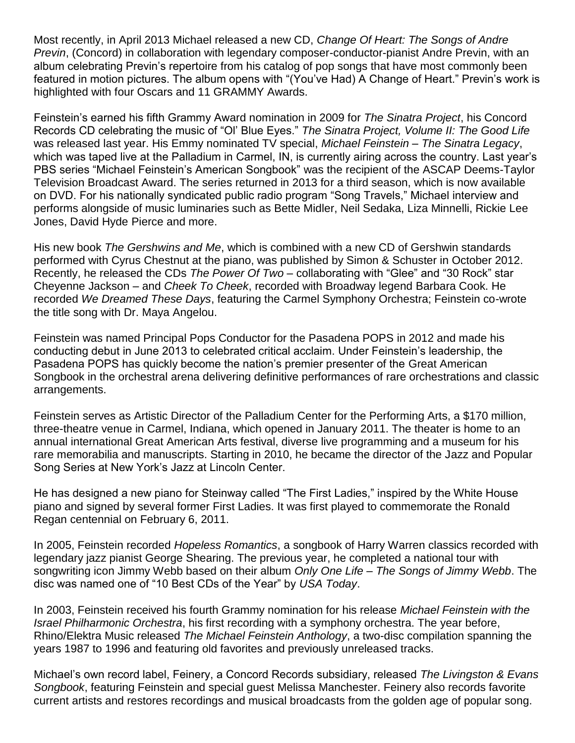Most recently, in April 2013 Michael released a new CD, *Change Of Heart: The Songs of Andre Previn*, (Concord) in collaboration with legendary composer-conductor-pianist Andre Previn, with an album celebrating Previn's repertoire from his catalog of pop songs that have most commonly been featured in motion pictures. The album opens with "(You've Had) A Change of Heart." Previn's work is highlighted with four Oscars and 11 GRAMMY Awards.

Feinstein's earned his fifth Grammy Award nomination in 2009 for *The Sinatra Project*, his Concord Records CD celebrating the music of "Ol' Blue Eyes." *The Sinatra Project, Volume II: The Good Life* was released last year. His Emmy nominated TV special, *Michael Feinstein – The Sinatra Legacy*, which was taped live at the Palladium in Carmel, IN, is currently airing across the country. Last year's PBS series "Michael Feinstein's American Songbook" was the recipient of the ASCAP Deems-Taylor Television Broadcast Award. The series returned in 2013 for a third season, which is now available on DVD. For his nationally syndicated public radio program "Song Travels," Michael interview and performs alongside of music luminaries such as Bette Midler, Neil Sedaka, Liza Minnelli, Rickie Lee Jones, David Hyde Pierce and more.

His new book *The Gershwins and Me*, which is combined with a new CD of Gershwin standards performed with Cyrus Chestnut at the piano, was published by Simon & Schuster in October 2012. Recently, he released the CDs *The Power Of Two* – collaborating with "Glee" and "30 Rock" star Cheyenne Jackson – and *Cheek To Cheek*, recorded with Broadway legend Barbara Cook. He recorded *We Dreamed These Days*, featuring the Carmel Symphony Orchestra; Feinstein co-wrote the title song with Dr. Maya Angelou.

Feinstein was named Principal Pops Conductor for the Pasadena POPS in 2012 and made his conducting debut in June 2013 to celebrated critical acclaim. Under Feinstein's leadership, the Pasadena POPS has quickly become the nation's premier presenter of the Great American Songbook in the orchestral arena delivering definitive performances of rare orchestrations and classic arrangements.

Feinstein serves as Artistic Director of the Palladium Center for the Performing Arts, a $170 million, three-theatre venue in Carmel, Indiana, which opened in January 2011. The theater is home to an annual international Great American Arts festival, diverse live programming and a museum for his rare memorabilia and manuscripts. Starting in 2010, he became the director of the Jazz and Popular Song Series at New York's Jazz at Lincoln Center.

He has designed a new piano for Steinway called "The First Ladies," inspired by the White House piano and signed by several former First Ladies. It was first played to commemorate the Ronald Regan centennial on February 6, 2011.

In 2005, Feinstein recorded *Hopeless Romantics*, a songbook of Harry Warren classics recorded with legendary jazz pianist George Shearing. The previous year, he completed a national tour with songwriting icon Jimmy Webb based on their album *Only One Life – The Songs of Jimmy Webb*. The disc was named one of "10 Best CDs of the Year" by *USA Today*.

In 2003, Feinstein received his fourth Grammy nomination for his release *Michael Feinstein with the Israel Philharmonic Orchestra*, his first recording with a symphony orchestra. The year before, Rhino/Elektra Music released *The Michael Feinstein Anthology*, a two-disc compilation spanning the years 1987 to 1996 and featuring old favorites and previously unreleased tracks.

Michael's own record label, Feinery, a Concord Records subsidiary, released *The Livingston & Evans Songbook*, featuring Feinstein and special guest Melissa Manchester. Feinery also records favorite current artists and restores recordings and musical broadcasts from the golden age of popular song.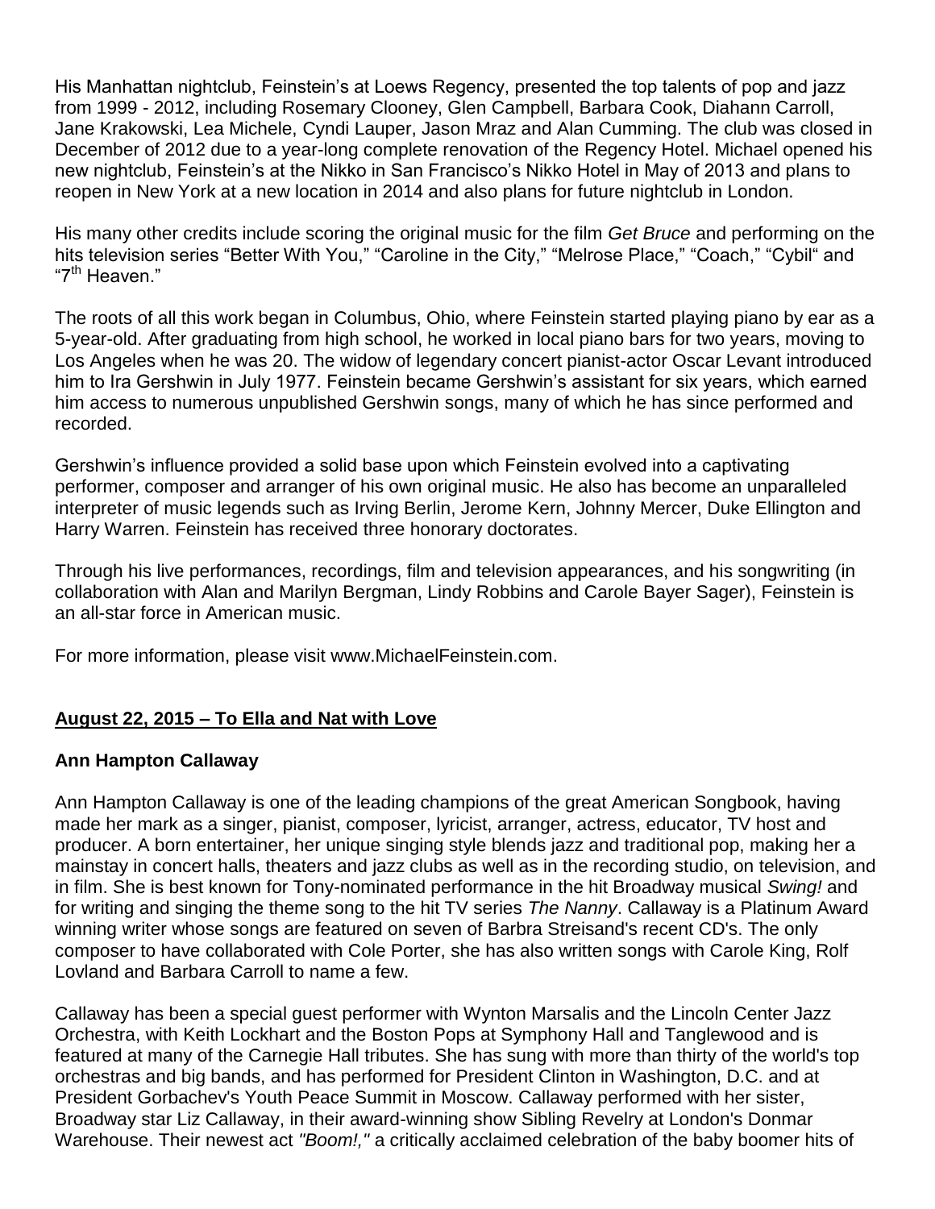His Manhattan nightclub, Feinstein's at Loews Regency, presented the top talents of pop and jazz from 1999 - 2012, including Rosemary Clooney, Glen Campbell, Barbara Cook, Diahann Carroll, Jane Krakowski, Lea Michele, Cyndi Lauper, Jason Mraz and Alan Cumming. The club was closed in December of 2012 due to a year-long complete renovation of the Regency Hotel. Michael opened his new nightclub, Feinstein's at the Nikko in San Francisco's Nikko Hotel in May of 2013 and plans to reopen in New York at a new location in 2014 and also plans for future nightclub in London.

His many other credits include scoring the original music for the film *Get Bruce* and performing on the hits television series "Better With You," "Caroline in the City," "Melrose Place," "Coach," "Cybil" and "7th Heaven."

The roots of all this work began in Columbus, Ohio, where Feinstein started playing piano by ear as a 5-year-old. After graduating from high school, he worked in local piano bars for two years, moving to Los Angeles when he was 20. The widow of legendary concert pianist-actor Oscar Levant introduced him to Ira Gershwin in July 1977. Feinstein became Gershwin's assistant for six years, which earned him access to numerous unpublished Gershwin songs, many of which he has since performed and recorded.

Gershwin's influence provided a solid base upon which Feinstein evolved into a captivating performer, composer and arranger of his own original music. He also has become an unparalleled interpreter of music legends such as Irving Berlin, Jerome Kern, Johnny Mercer, Duke Ellington and Harry Warren. Feinstein has received three honorary doctorates.

Through his live performances, recordings, film and television appearances, and his songwriting (in collaboration with Alan and Marilyn Bergman, Lindy Robbins and Carole Bayer Sager), Feinstein is an all-star force in American music.

For more information, please visit www.MichaelFeinstein.com.

## August 22, 2015 – To Ella and Nat with Love

### Ann Hampton Callaway

Ann Hampton Callaway is one of the leading champions of the great American Songbook, having made her mark as a singer, pianist, composer, lyricist, arranger, actress, educator, TV host and producer. A born entertainer, her unique singing style blends jazz and traditional pop, making her a mainstay in concert halls, theaters and jazz clubs as well as in the recording studio, on television, and in film. She is best known for Tony-nominated performance in the hit Broadway musical *Swing!* and for writing and singing the theme song to the hit TV series *The Nanny*. Callaway is a Platinum Award winning writer whose songs are featured on seven of Barbra Streisand's recent CD's. The only composer to have collaborated with Cole Porter, she has also written songs with Carole King, Rolf Lovland and Barbara Carroll to name a few.

Callaway has been a special guest performer with Wynton Marsalis and the Lincoln Center Jazz Orchestra, with Keith Lockhart and the Boston Pops at Symphony Hall and Tanglewood and is featured at many of the Carnegie Hall tributes. She has sung with more than thirty of the world's top orchestras and big bands, and has performed for President Clinton in Washington, D.C. and at President Gorbachev's Youth Peace Summit in Moscow. Callaway performed with her sister, Broadway star Liz Callaway, in their award-winning show Sibling Revelry at London's Donmar Warehouse. Their newest act *"Boom!,"* a critically acclaimed celebration of the baby boomer hits of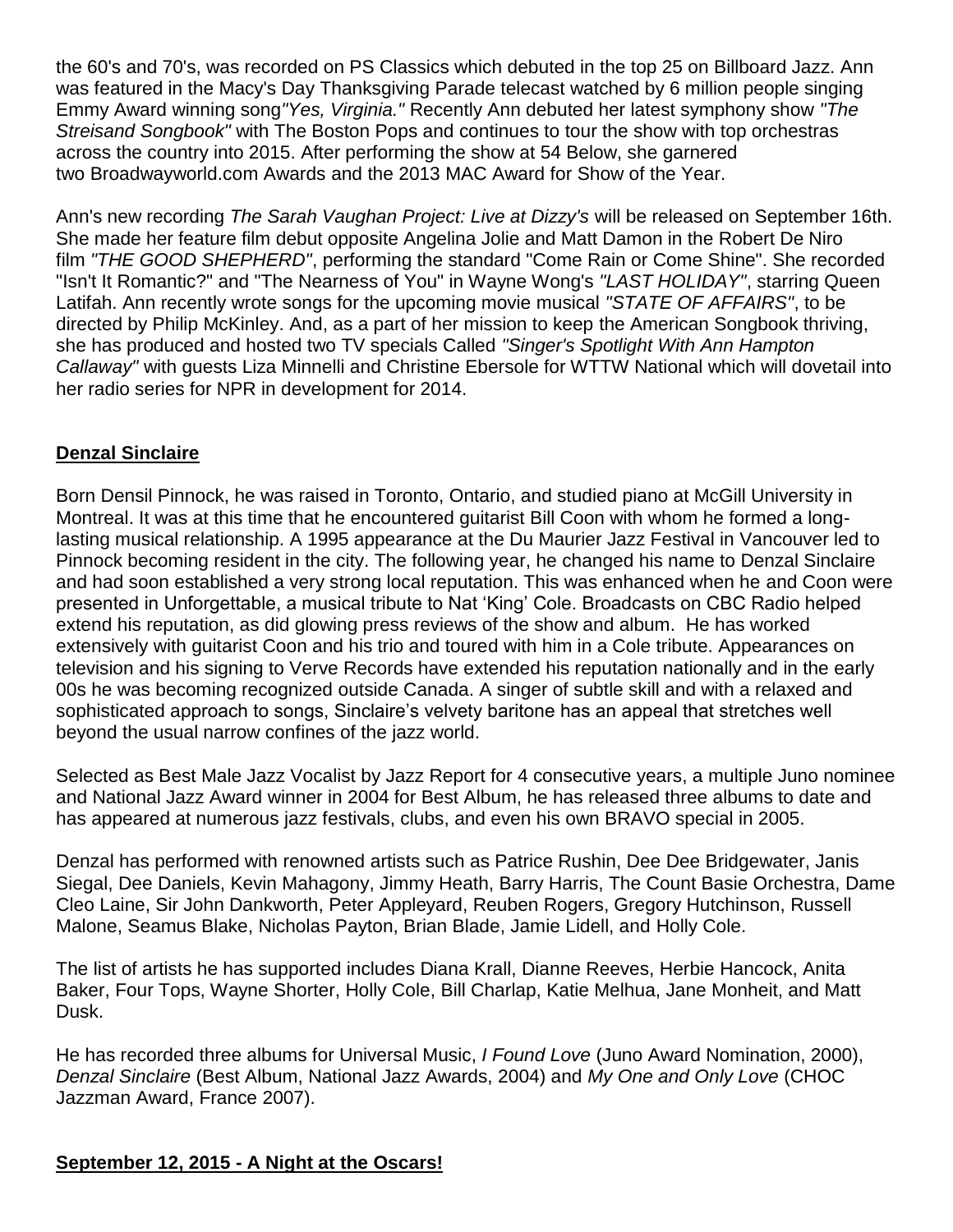the 60's and 70's, was recorded on PS Classics which debuted in the top 25 on Billboard Jazz. Ann was featured in the Macy's Day Thanksgiving Parade telecast watched by 6 million people singing Emmy Award winning song *"Yes, Virginia."* Recently Ann debuted her latest symphony show *"The Streisand Songbook"* with The Boston Pops and continues to tour the show with top orchestras across the country into 2015. After performing the show at 54 Below, she garnered two Broadwayworld.com Awards and the 2013 MAC Award for Show of the Year.

Ann's new recording *The Sarah Vaughan Project: Live at Dizzy's* will be released on September 16th. She made her feature film debut opposite Angelina Jolie and Matt Damon in the Robert De Niro film *"THE GOOD SHEPHERD"*, performing the standard "Come Rain or Come Shine". She recorded "Isn't It Romantic?" and "The Nearness of You" in Wayne Wong's *"LAST HOLIDAY"*, starring Queen Latifah. Ann recently wrote songs for the upcoming movie musical *"STATE OF AFFAIRS"*, to be directed by Philip McKinley. And, as a part of her mission to keep the American Songbook thriving, she has produced and hosted two TV specials Called *"Singer's Spotlight With Ann Hampton Callaway"* with guests Liza Minnelli and Christine Ebersole for WTTW National which will dovetail into her radio series for NPR in development for 2014.

## Denzal Sinclaire

Born Densil Pinnock, he was raised in Toronto, Ontario, and studied piano at McGill University in Montreal. It was at this time that he encountered guitarist Bill Coon with whom he formed a long-lasting musical relationship. A 1995 appearance at the Du Maurier Jazz Festival in Vancouver led to Pinnock becoming resident in the city. The following year, he changed his name to Denzal Sinclaire and had soon established a very strong local reputation. This was enhanced when he and Coon were presented in Unforgettable, a musical tribute to Nat 'King' Cole. Broadcasts on CBC Radio helped extend his reputation, as did glowing press reviews of the show and album. He has worked extensively with guitarist Coon and his trio and toured with him in a Cole tribute. Appearances on television and his signing to Verve Records have extended his reputation nationally and in the early 00s he was becoming recognized outside Canada. A singer of subtle skill and with a relaxed and sophisticated approach to songs, Sinclaire's velvety baritone has an appeal that stretches well beyond the usual narrow confines of the jazz world.

Selected as Best Male Jazz Vocalist by Jazz Report for 4 consecutive years, a multiple Juno nominee and National Jazz Award winner in 2004 for Best Album, he has released three albums to date and has appeared at numerous jazz festivals, clubs, and even his own BRAVO special in 2005.

Denzal has performed with renowned artists such as Patrice Rushin, Dee Dee Bridgewater, Janis Siegal, Dee Daniels, Kevin Mahagony, Jimmy Heath, Barry Harris, The Count Basie Orchestra, Dame Cleo Laine, Sir John Dankworth, Peter Appleyard, Reuben Rogers, Gregory Hutchinson, Russell Malone, Seamus Blake, Nicholas Payton, Brian Blade, Jamie Lidell, and Holly Cole.

The list of artists he has supported includes Diana Krall, Dianne Reeves, Herbie Hancock, Anita Baker, Four Tops, Wayne Shorter, Holly Cole, Bill Charlap, Katie Melhua, Jane Monheit, and Matt Dusk.

He has recorded three albums for Universal Music, *I Found Love* (Juno Award Nomination, 2000), *Denzal Sinclaire* (Best Album, National Jazz Awards, 2004) and *My One and Only Love* (CHOC Jazzman Award, France 2007).

## September 12, 2015 - A Night at the Oscars!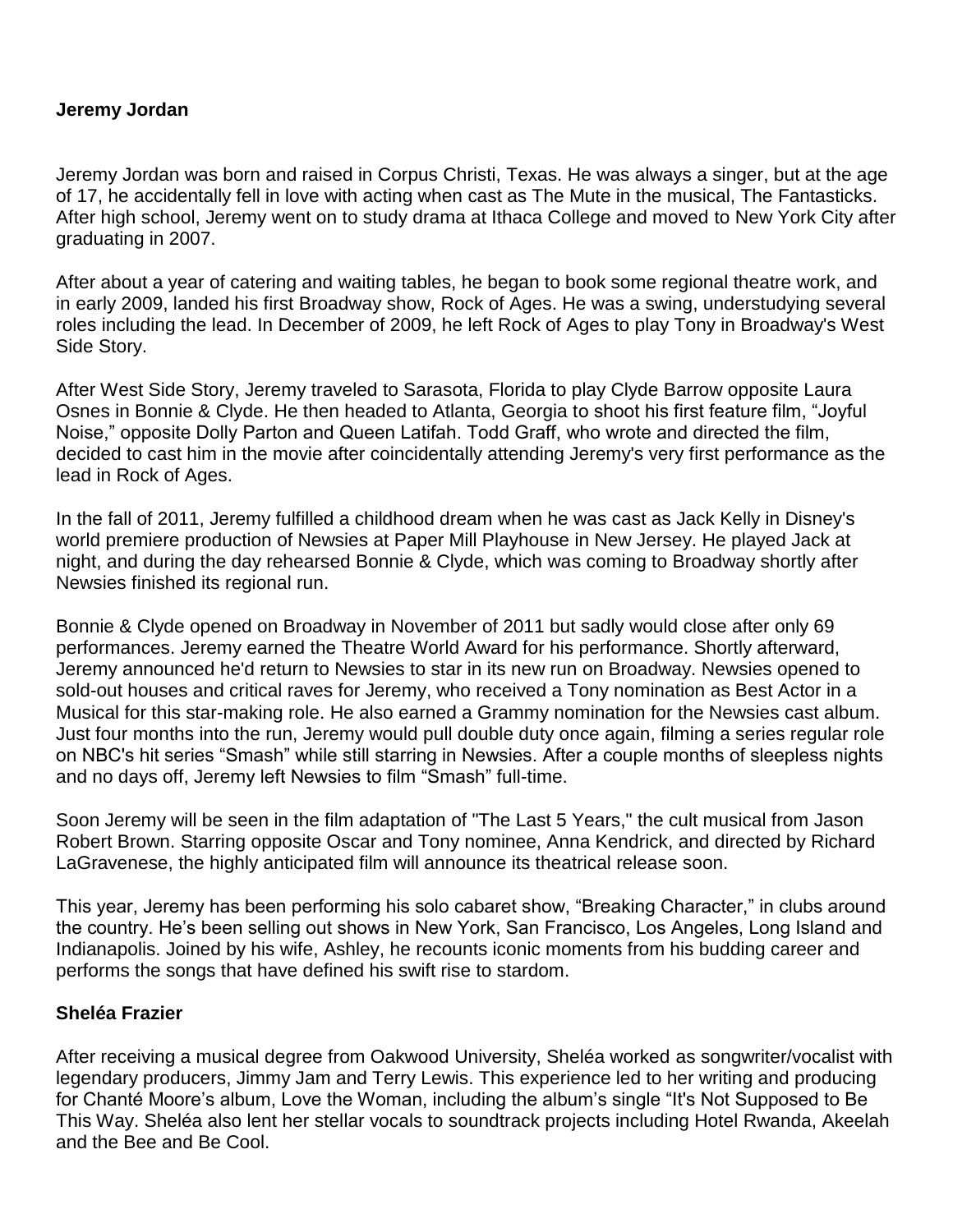**Jeremy Jordan**

Jeremy Jordan was born and raised in Corpus Christi, Texas. He was always a singer, but at the age of 17, he accidentally fell in love with acting when cast as The Mute in the musical, The Fantasticks. After high school, Jeremy went on to study drama at Ithaca College and moved to New York City after graduating in 2007.

After about a year of catering and waiting tables, he began to book some regional theatre work, and in early 2009, landed his first Broadway show, Rock of Ages. He was a swing, understudying several roles including the lead. In December of 2009, he left Rock of Ages to play Tony in Broadway's West Side Story.

After West Side Story, Jeremy traveled to Sarasota, Florida to play Clyde Barrow opposite Laura Osnes in Bonnie & Clyde. He then headed to Atlanta, Georgia to shoot his first feature film, "Joyful Noise," opposite Dolly Parton and Queen Latifah. Todd Graff, who wrote and directed the film, decided to cast him in the movie after coincidentally attending Jeremy's very first performance as the lead in Rock of Ages.

In the fall of 2011, Jeremy fulfilled a childhood dream when he was cast as Jack Kelly in Disney's world premiere production of Newsies at Paper Mill Playhouse in New Jersey. He played Jack at night, and during the day rehearsed Bonnie & Clyde, which was coming to Broadway shortly after Newsies finished its regional run.

Bonnie & Clyde opened on Broadway in November of 2011 but sadly would close after only 69 performances. Jeremy earned the Theatre World Award for his performance. Shortly afterward, Jeremy announced he'd return to Newsies to star in its new run on Broadway. Newsies opened to sold-out houses and critical raves for Jeremy, who received a Tony nomination as Best Actor in a Musical for this star-making role. He also earned a Grammy nomination for the Newsies cast album. Just four months into the run, Jeremy would pull double duty once again, filming a series regular role on NBC's hit series "Smash" while still starring in Newsies. After a couple months of sleepless nights and no days off, Jeremy left Newsies to film "Smash" full-time.

Soon Jeremy will be seen in the film adaptation of "The Last 5 Years," the cult musical from Jason Robert Brown. Starring opposite Oscar and Tony nominee, Anna Kendrick, and directed by Richard LaGravenese, the highly anticipated film will announce its theatrical release soon.

This year, Jeremy has been performing his solo cabaret show, "Breaking Character," in clubs around the country. He's been selling out shows in New York, San Francisco, Los Angeles, Long Island and Indianapolis. Joined by his wife, Ashley, he recounts iconic moments from his budding career and performs the songs that have defined his swift rise to stardom.

**Sheléa Frazier**

After receiving a musical degree from Oakwood University, Sheléa worked as songwriter/vocalist with legendary producers, Jimmy Jam and Terry Lewis. This experience led to her writing and producing for Chanté Moore's album, Love the Woman, including the album's single "It's Not Supposed to Be This Way. Sheléa also lent her stellar vocals to soundtrack projects including Hotel Rwanda, Akeelah and the Bee and Be Cool.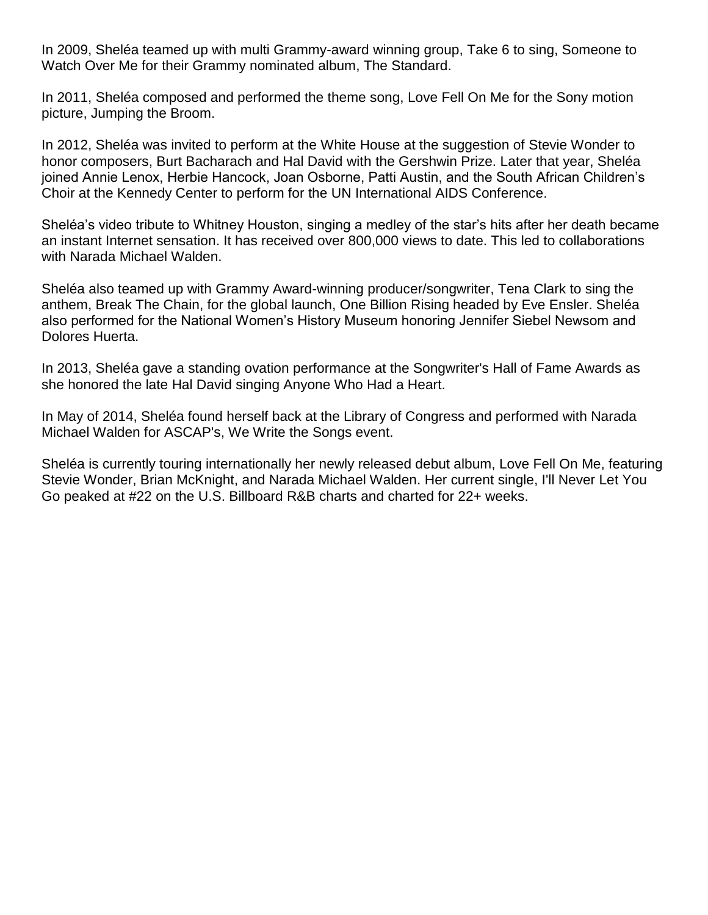In 2009, Sheléa teamed up with multi Grammy-award winning group, Take 6 to sing, Someone to Watch Over Me for their Grammy nominated album, The Standard.

In 2011, Sheléa composed and performed the theme song, Love Fell On Me for the Sony motion picture, Jumping the Broom.

In 2012, Sheléa was invited to perform at the White House at the suggestion of Stevie Wonder to honor composers, Burt Bacharach and Hal David with the Gershwin Prize. Later that year, Sheléa joined Annie Lenox, Herbie Hancock, Joan Osborne, Patti Austin, and the South African Children's Choir at the Kennedy Center to perform for the UN International AIDS Conference.

Sheléa's video tribute to Whitney Houston, singing a medley of the star's hits after her death became an instant Internet sensation. It has received over 800,000 views to date. This led to collaborations with Narada Michael Walden.

Sheléa also teamed up with Grammy Award-winning producer/songwriter, Tena Clark to sing the anthem, Break The Chain, for the global launch, One Billion Rising headed by Eve Ensler. Sheléa also performed for the National Women's History Museum honoring Jennifer Siebel Newsom and Dolores Huerta.

In 2013, Sheléa gave a standing ovation performance at the Songwriter's Hall of Fame Awards as she honored the late Hal David singing Anyone Who Had a Heart.

In May of 2014, Sheléa found herself back at the Library of Congress and performed with Narada Michael Walden for ASCAP's, We Write the Songs event.

Sheléa is currently touring internationally her newly released debut album, Love Fell On Me, featuring Stevie Wonder, Brian McKnight, and Narada Michael Walden. Her current single, I'll Never Let You Go peaked at #22 on the U.S. Billboard R&B charts and charted for 22+ weeks.